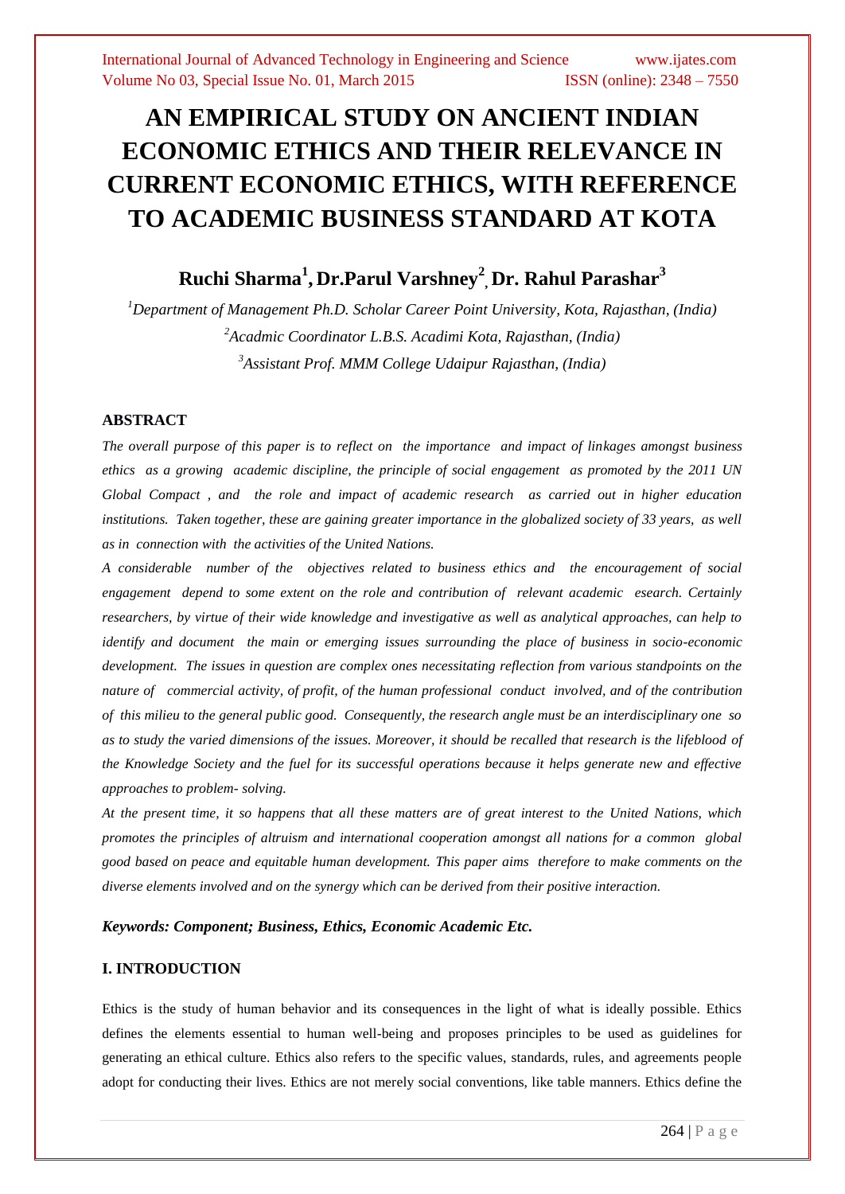# AN EMPIRICAL STUDY ON ANCIENT INDIAN ECONOMIC ETHICS AND THEIR RELEVANCE IN CURRENT ECONOMIC ETHICS, WITH REFERENCE TO ACADEMIC BUSINESS STANDARD AT KOTA

**Ruchi Sharma[1], Dr.Parul Varshney[2], Dr. Rahul Parashar[3]**

*[1]Department of Management Ph.D. Scholar Career Point University, Kota, Rajasthan, (India)*
*[2]Acadmic Coordinator L.B.S. Acadimi Kota, Rajasthan, (India)*
*[3]Assistant Prof. MMM College Udaipur Rajasthan, (India)*

## ABSTRACT

*The overall purpose of this paper is to reflect on the importance and impact of linkages amongst business ethics as a growing academic discipline, the principle of social engagement as promoted by the 2011 UN Global Compact , and the role and impact of academic research as carried out in higher education institutions. Taken together, these are gaining greater importance in the globalized society of 33 years, as well as in connection with the activities of the United Nations.*

*A considerable number of the objectives related to business ethics and the encouragement of social engagement depend to some extent on the role and contribution of relevant academic esearch. Certainly researchers, by virtue of their wide knowledge and investigative as well as analytical approaches, can help to identify and document the main or emerging issues surrounding the place of business in socio-economic development. The issues in question are complex ones necessitating reflection from various standpoints on the nature of commercial activity, of profit, of the human professional conduct involved, and of the contribution of this milieu to the general public good. Consequently, the research angle must be an interdisciplinary one so as to study the varied dimensions of the issues. Moreover, it should be recalled that research is the lifeblood of the Knowledge Society and the fuel for its successful operations because it helps generate new and effective approaches to problem- solving.*

*At the present time, it so happens that all these matters are of great interest to the United Nations, which promotes the principles of altruism and international cooperation amongst all nations for a common global good based on peace and equitable human development. This paper aims therefore to make comments on the diverse elements involved and on the synergy which can be derived from their positive interaction.*

***Keywords: Component; Business, Ethics, Economic Academic Etc.***

## I. INTRODUCTION

Ethics is the study of human behavior and its consequences in the light of what is ideally possible. Ethics defines the elements essential to human well-being and proposes principles to be used as guidelines for generating an ethical culture. Ethics also refers to the specific values, standards, rules, and agreements people adopt for conducting their lives. Ethics are not merely social conventions, like table manners. Ethics define the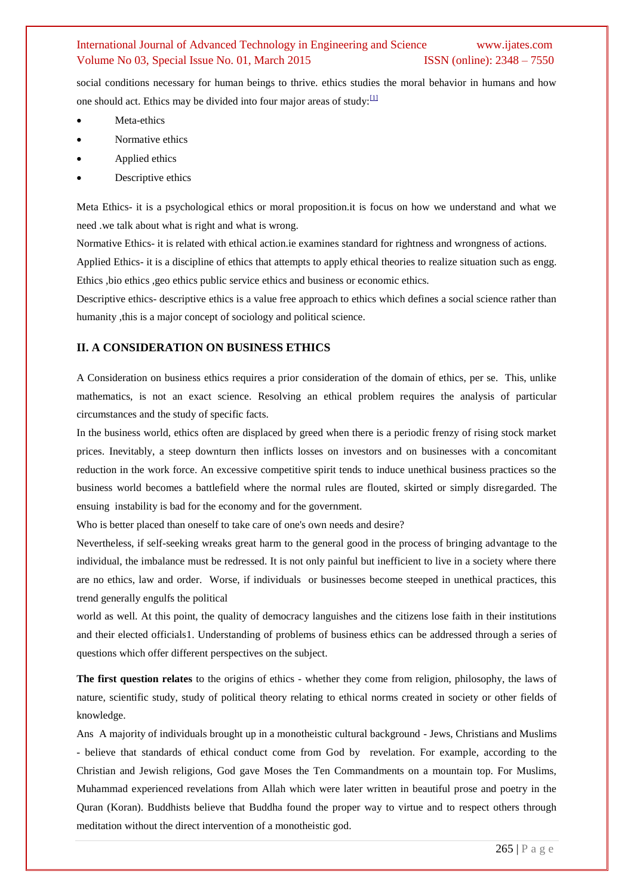social conditions necessary for human beings to thrive. ethics studies the moral behavior in humans and how one should act. Ethics may be divided into four major areas of study:[1]

- Meta-ethics
- Normative ethics
- Applied ethics
- Descriptive ethics

Meta Ethics- it is a psychological ethics or moral proposition.it is focus on how we understand and what we need .we talk about what is right and what is wrong.

Normative Ethics- it is related with ethical action.ie examines standard for rightness and wrongness of actions.

Applied Ethics- it is a discipline of ethics that attempts to apply ethical theories to realize situation such as engg. Ethics ,bio ethics ,geo ethics public service ethics and business or economic ethics.

Descriptive ethics- descriptive ethics is a value free approach to ethics which defines a social science rather than humanity ,this is a major concept of sociology and political science.

## II. A CONSIDERATION ON BUSINESS ETHICS

A Consideration on business ethics requires a prior consideration of the domain of ethics, per se. This, unlike mathematics, is not an exact science. Resolving an ethical problem requires the analysis of particular circumstances and the study of specific facts.

In the business world, ethics often are displaced by greed when there is a periodic frenzy of rising stock market prices. Inevitably, a steep downturn then inflicts losses on investors and on businesses with a concomitant reduction in the work force. An excessive competitive spirit tends to induce unethical business practices so the business world becomes a battlefield where the normal rules are flouted, skirted or simply disregarded. The ensuing instability is bad for the economy and for the government.

Who is better placed than oneself to take care of one's own needs and desire?

Nevertheless, if self-seeking wreaks great harm to the general good in the process of bringing advantage to the individual, the imbalance must be redressed. It is not only painful but inefficient to live in a society where there are no ethics, law and order. Worse, if individuals or businesses become steeped in unethical practices, this trend generally engulfs the political world as well. At this point, the quality of democracy languishes and the citizens lose faith in their institutions and their elected officials1. Understanding of problems of business ethics can be addressed through a series of questions which offer different perspectives on the subject.

**The first question relates** to the origins of ethics - whether they come from religion, philosophy, the laws of nature, scientific study, study of political theory relating to ethical norms created in society or other fields of knowledge.

Ans A majority of individuals brought up in a monotheistic cultural background - Jews, Christians and Muslims - believe that standards of ethical conduct come from God by revelation. For example, according to the Christian and Jewish religions, God gave Moses the Ten Commandments on a mountain top. For Muslims, Muhammad experienced revelations from Allah which were later written in beautiful prose and poetry in the Quran (Koran). Buddhists believe that Buddha found the proper way to virtue and to respect others through meditation without the direct intervention of a monotheistic god.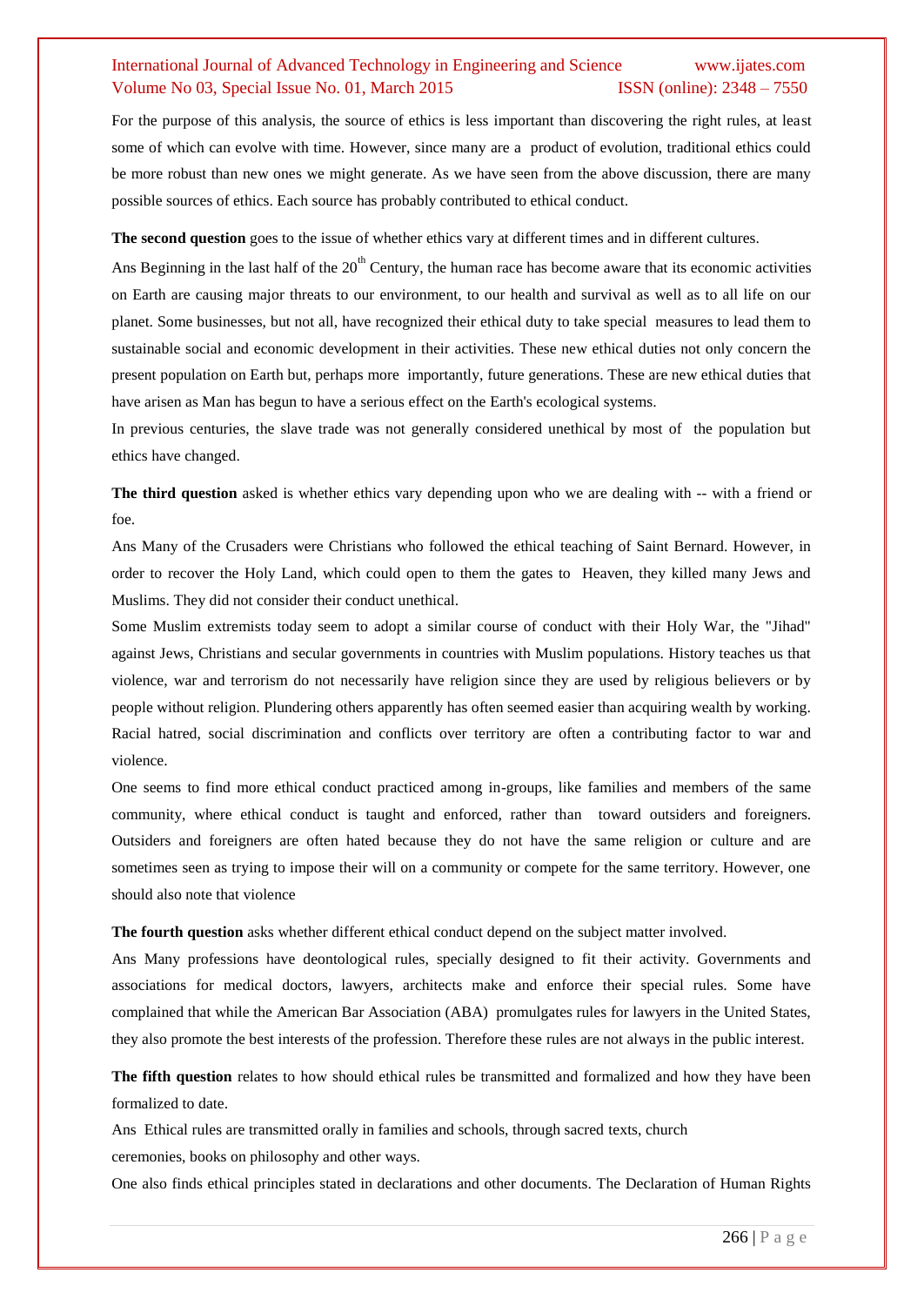For the purpose of this analysis, the source of ethics is less important than discovering the right rules, at least some of which can evolve with time. However, since many are a product of evolution, traditional ethics could be more robust than new ones we might generate. As we have seen from the above discussion, there are many possible sources of ethics. Each source has probably contributed to ethical conduct.

**The second question** goes to the issue of whether ethics vary at different times and in different cultures.

Ans Beginning in the last half of the 20$^{th}$ Century, the human race has become aware that its economic activities on Earth are causing major threats to our environment, to our health and survival as well as to all life on our planet. Some businesses, but not all, have recognized their ethical duty to take special measures to lead them to sustainable social and economic development in their activities. These new ethical duties not only concern the present population on Earth but, perhaps more importantly, future generations. These are new ethical duties that have arisen as Man has begun to have a serious effect on the Earth's ecological systems.

In previous centuries, the slave trade was not generally considered unethical by most of the population but ethics have changed.

**The third question** asked is whether ethics vary depending upon who we are dealing with -- with a friend or foe.

Ans Many of the Crusaders were Christians who followed the ethical teaching of Saint Bernard. However, in order to recover the Holy Land, which could open to them the gates to Heaven, they killed many Jews and Muslims. They did not consider their conduct unethical.

Some Muslim extremists today seem to adopt a similar course of conduct with their Holy War, the "Jihad" against Jews, Christians and secular governments in countries with Muslim populations. History teaches us that violence, war and terrorism do not necessarily have religion since they are used by religious believers or by people without religion. Plundering others apparently has often seemed easier than acquiring wealth by working. Racial hatred, social discrimination and conflicts over territory are often a contributing factor to war and violence.

One seems to find more ethical conduct practiced among in-groups, like families and members of the same community, where ethical conduct is taught and enforced, rather than toward outsiders and foreigners. Outsiders and foreigners are often hated because they do not have the same religion or culture and are sometimes seen as trying to impose their will on a community or compete for the same territory. However, one should also note that violence

**The fourth question** asks whether different ethical conduct depend on the subject matter involved.

Ans Many professions have deontological rules, specially designed to fit their activity. Governments and associations for medical doctors, lawyers, architects make and enforce their special rules. Some have complained that while the American Bar Association (ABA) promulgates rules for lawyers in the United States, they also promote the best interests of the profession. Therefore these rules are not always in the public interest.

**The fifth question** relates to how should ethical rules be transmitted and formalized and how they have been formalized to date.

Ans Ethical rules are transmitted orally in families and schools, through sacred texts, church ceremonies, books on philosophy and other ways.

One also finds ethical principles stated in declarations and other documents. The Declaration of Human Rights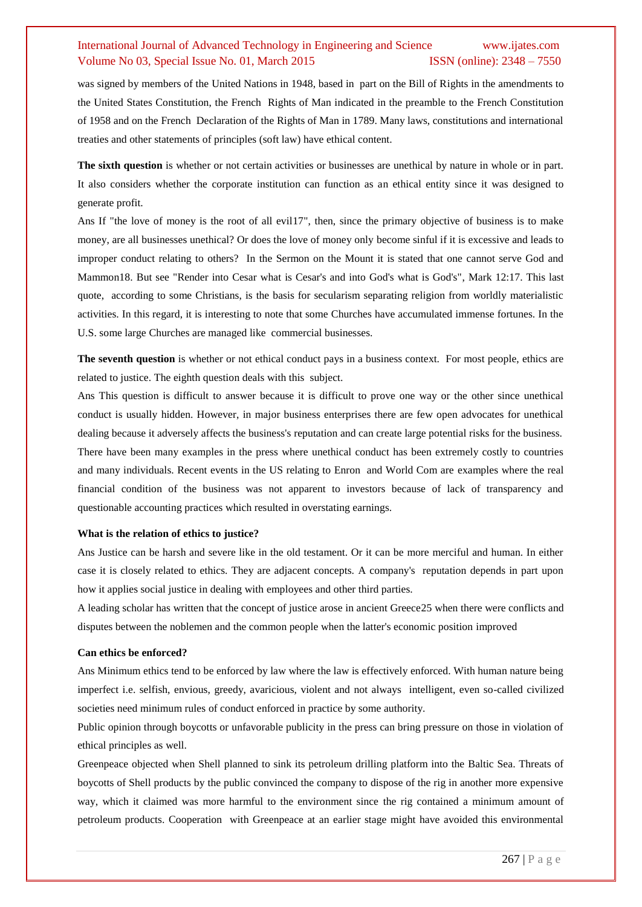was signed by members of the United Nations in 1948, based in part on the Bill of Rights in the amendments to the United States Constitution, the French Rights of Man indicated in the preamble to the French Constitution of 1958 and on the French Declaration of the Rights of Man in 1789. Many laws, constitutions and international treaties and other statements of principles (soft law) have ethical content.

**The sixth question** is whether or not certain activities or businesses are unethical by nature in whole or in part. It also considers whether the corporate institution can function as an ethical entity since it was designed to generate profit.

Ans If "the love of money is the root of all evil17", then, since the primary objective of business is to make money, are all businesses unethical? Or does the love of money only become sinful if it is excessive and leads to improper conduct relating to others? In the Sermon on the Mount it is stated that one cannot serve God and Mammon18. But see "Render into Cesar what is Cesar's and into God's what is God's", Mark 12:17. This last quote, according to some Christians, is the basis for secularism separating religion from worldly materialistic activities. In this regard, it is interesting to note that some Churches have accumulated immense fortunes. In the U.S. some large Churches are managed like commercial businesses.

**The seventh question** is whether or not ethical conduct pays in a business context. For most people, ethics are related to justice. The eighth question deals with this subject.

Ans This question is difficult to answer because it is difficult to prove one way or the other since unethical conduct is usually hidden. However, in major business enterprises there are few open advocates for unethical dealing because it adversely affects the business's reputation and can create large potential risks for the business. There have been many examples in the press where unethical conduct has been extremely costly to countries and many individuals. Recent events in the US relating to Enron and World Com are examples where the real financial condition of the business was not apparent to investors because of lack of transparency and questionable accounting practices which resulted in overstating earnings.

**What is the relation of ethics to justice?**

Ans Justice can be harsh and severe like in the old testament. Or it can be more merciful and human. In either case it is closely related to ethics. They are adjacent concepts. A company's reputation depends in part upon how it applies social justice in dealing with employees and other third parties.

A leading scholar has written that the concept of justice arose in ancient Greece25 when there were conflicts and disputes between the noblemen and the common people when the latter's economic position improved

**Can ethics be enforced?**

Ans Minimum ethics tend to be enforced by law where the law is effectively enforced. With human nature being imperfect i.e. selfish, envious, greedy, avaricious, violent and not always intelligent, even so-called civilized societies need minimum rules of conduct enforced in practice by some authority.

Public opinion through boycotts or unfavorable publicity in the press can bring pressure on those in violation of ethical principles as well.

Greenpeace objected when Shell planned to sink its petroleum drilling platform into the Baltic Sea. Threats of boycotts of Shell products by the public convinced the company to dispose of the rig in another more expensive way, which it claimed was more harmful to the environment since the rig contained a minimum amount of petroleum products. Cooperation with Greenpeace at an earlier stage might have avoided this environmental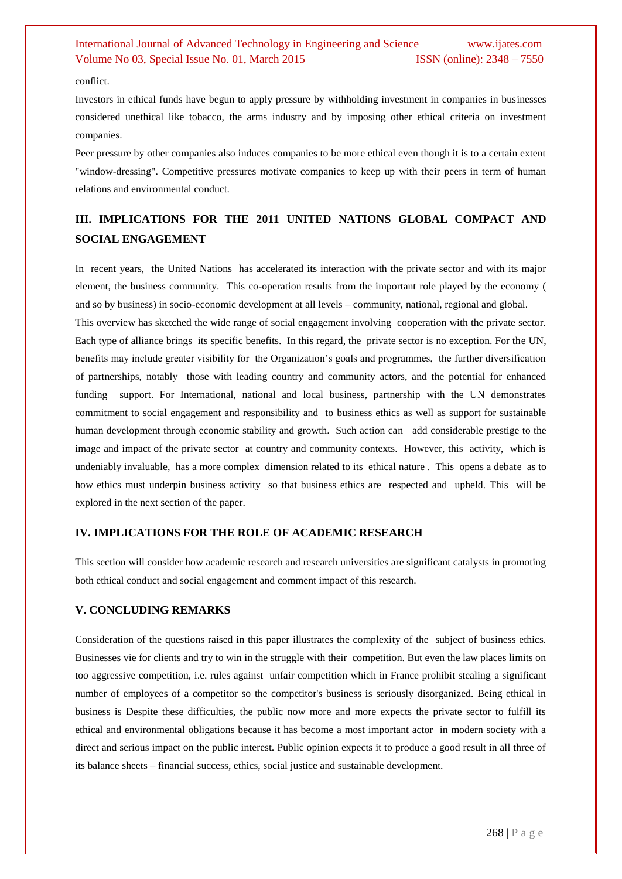conflict.

Investors in ethical funds have begun to apply pressure by withholding investment in companies in businesses considered unethical like tobacco, the arms industry and by imposing other ethical criteria on investment companies.

Peer pressure by other companies also induces companies to be more ethical even though it is to a certain extent "window-dressing". Competitive pressures motivate companies to keep up with their peers in term of human relations and environmental conduct.

## III. IMPLICATIONS FOR THE 2011 UNITED NATIONS GLOBAL COMPACT AND SOCIAL ENGAGEMENT

In recent years, the United Nations has accelerated its interaction with the private sector and with its major element, the business community. This co-operation results from the important role played by the economy ( and so by business) in socio-economic development at all levels – community, national, regional and global.

This overview has sketched the wide range of social engagement involving cooperation with the private sector. Each type of alliance brings its specific benefits. In this regard, the private sector is no exception. For the UN, benefits may include greater visibility for the Organization's goals and programmes, the further diversification of partnerships, notably those with leading country and community actors, and the potential for enhanced funding support. For International, national and local business, partnership with the UN demonstrates commitment to social engagement and responsibility and to business ethics as well as support for sustainable human development through economic stability and growth. Such action can add considerable prestige to the image and impact of the private sector at country and community contexts. However, this activity, which is undeniably invaluable, has a more complex dimension related to its ethical nature . This opens a debate as to how ethics must underpin business activity so that business ethics are respected and upheld. This will be explored in the next section of the paper.

## IV. IMPLICATIONS FOR THE ROLE OF ACADEMIC RESEARCH

This section will consider how academic research and research universities are significant catalysts in promoting both ethical conduct and social engagement and comment impact of this research.

## V. CONCLUDING REMARKS

Consideration of the questions raised in this paper illustrates the complexity of the subject of business ethics. Businesses vie for clients and try to win in the struggle with their competition. But even the law places limits on too aggressive competition, i.e. rules against unfair competition which in France prohibit stealing a significant number of employees of a competitor so the competitor's business is seriously disorganized. Being ethical in business is Despite these difficulties, the public now more and more expects the private sector to fulfill its ethical and environmental obligations because it has become a most important actor in modern society with a direct and serious impact on the public interest. Public opinion expects it to produce a good result in all three of its balance sheets – financial success, ethics, social justice and sustainable development.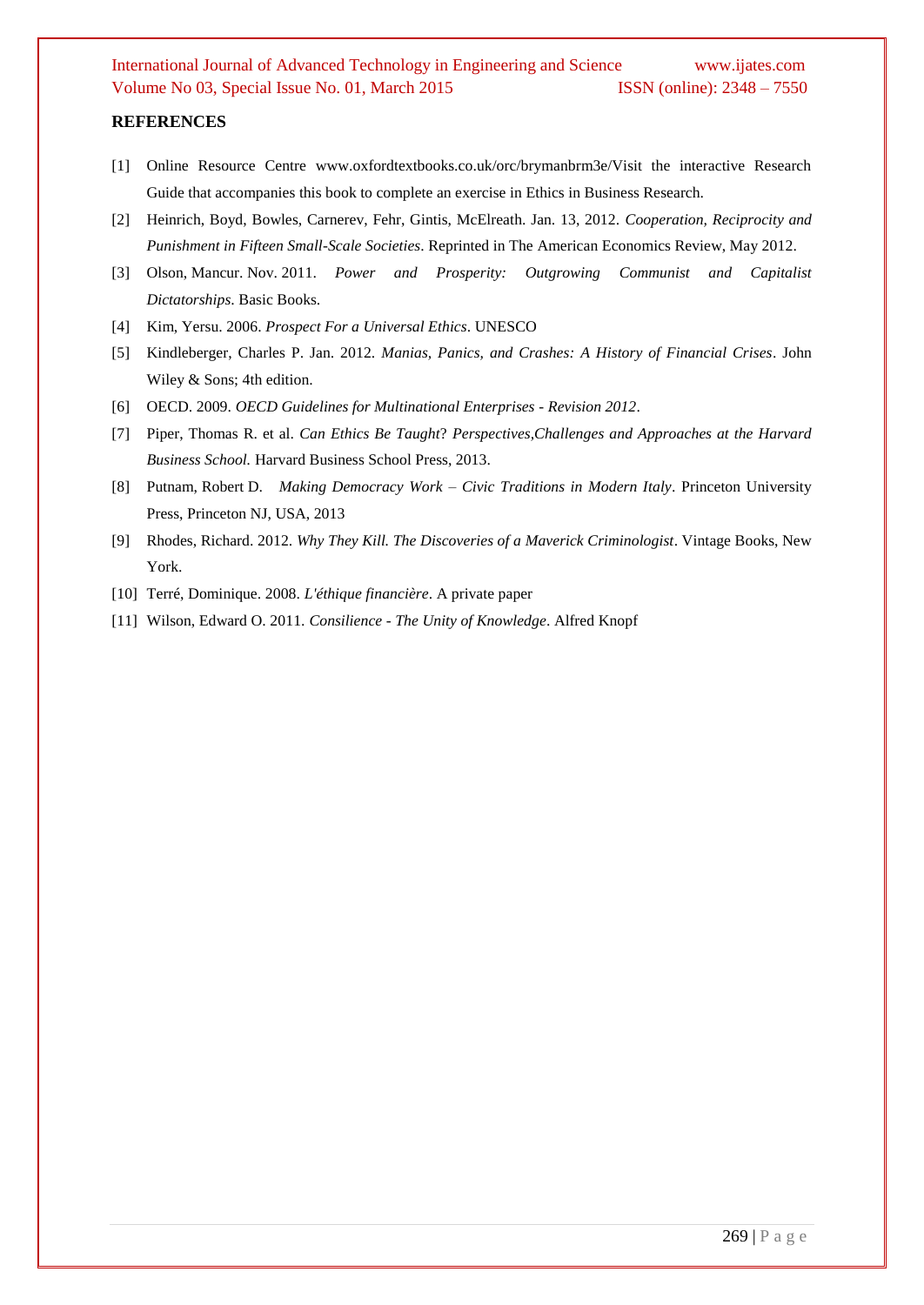## REFERENCES

[1] Online Resource Centre www.oxfordtextbooks.co.uk/orc/brymanbrm3e/Visit the interactive Research Guide that accompanies this book to complete an exercise in Ethics in Business Research.

[2] Heinrich, Boyd, Bowles, Carnerev, Fehr, Gintis, McElreath. Jan. 13, 2012. *Cooperation, Reciprocity and Punishment in Fifteen Small-Scale Societies*. Reprinted in The American Economics Review, May 2012.

[3] Olson, Mancur. Nov. 2011. *Power and Prosperity: Outgrowing Communist and Capitalist Dictatorships*. Basic Books.

[4] Kim, Yersu. 2006. *Prospect For a Universal Ethics*. UNESCO

[5] Kindleberger, Charles P. Jan. 2012. *Manias, Panics, and Crashes: A History of Financial Crises*. John Wiley & Sons; 4th edition.

[6] OECD. 2009. *OECD Guidelines for Multinational Enterprises - Revision 2012*.

[7] Piper, Thomas R. et al. *Can Ethics Be Taught*? *Perspectives,Challenges and Approaches at the Harvard Business School.* Harvard Business School Press, 2013.

[8] Putnam, Robert D. *Making Democracy Work – Civic Traditions in Modern Italy*. Princeton University Press, Princeton NJ, USA, 2013

[9] Rhodes, Richard. 2012. *Why They Kill. The Discoveries of a Maverick Criminologist*. Vintage Books, New York.

[10] Terré, Dominique. 2008. *L'éthique financière*. A private paper

[11] Wilson, Edward O. 2011. *Consilience - The Unity of Knowledge*. Alfred Knopf